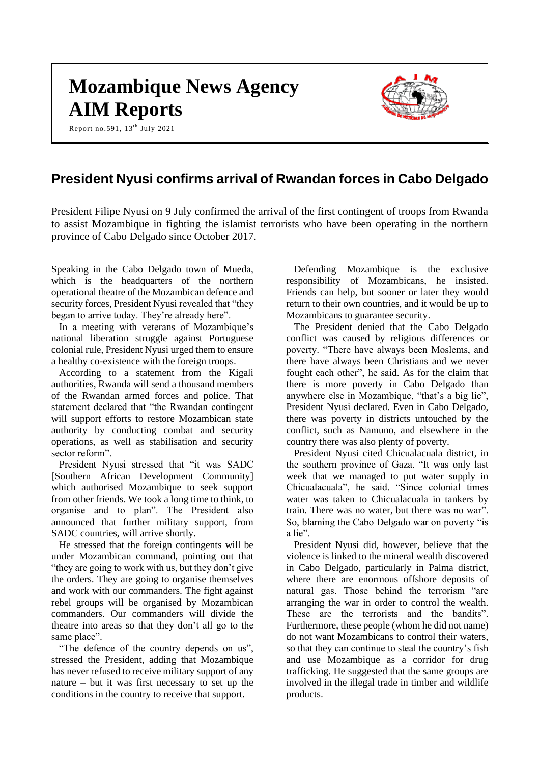# Mozambique News Agency
# AIM Reports

Report no.591, 13th July 2021

## President Nyusi confirms arrival of Rwandan forces in Cabo Delgado

President Filipe Nyusi on 9 July confirmed the arrival of the first contingent of troops from Rwanda to assist Mozambique in fighting the islamist terrorists who have been operating in the northern province of Cabo Delgado since October 2017.

Speaking in the Cabo Delgado town of Mueda, which is the headquarters of the northern operational theatre of the Mozambican defence and security forces, President Nyusi revealed that "they began to arrive today. They're already here".

In a meeting with veterans of Mozambique's national liberation struggle against Portuguese colonial rule, President Nyusi urged them to ensure a healthy co-existence with the foreign troops.

According to a statement from the Kigali authorities, Rwanda will send a thousand members of the Rwandan armed forces and police. That statement declared that "the Rwandan contingent will support efforts to restore Mozambican state authority by conducting combat and security operations, as well as stabilisation and security sector reform".

President Nyusi stressed that "it was SADC [Southern African Development Community] which authorised Mozambique to seek support from other friends. We took a long time to think, to organise and to plan". The President also announced that further military support, from SADC countries, will arrive shortly.

He stressed that the foreign contingents will be under Mozambican command, pointing out that "they are going to work with us, but they don't give the orders. They are going to organise themselves and work with our commanders. The fight against rebel groups will be organised by Mozambican commanders. Our commanders will divide the theatre into areas so that they don't all go to the same place".

"The defence of the country depends on us", stressed the President, adding that Mozambique has never refused to receive military support of any nature – but it was first necessary to set up the conditions in the country to receive that support.

Defending Mozambique is the exclusive responsibility of Mozambicans, he insisted. Friends can help, but sooner or later they would return to their own countries, and it would be up to Mozambicans to guarantee security.

The President denied that the Cabo Delgado conflict was caused by religious differences or poverty. "There have always been Moslems, and there have always been Christians and we never fought each other", he said. As for the claim that there is more poverty in Cabo Delgado than anywhere else in Mozambique, "that's a big lie", President Nyusi declared. Even in Cabo Delgado, there was poverty in districts untouched by the conflict, such as Namuno, and elsewhere in the country there was also plenty of poverty.

President Nyusi cited Chicualacuala district, in the southern province of Gaza. "It was only last week that we managed to put water supply in Chicualacuala", he said. "Since colonial times water was taken to Chicualacuala in tankers by train. There was no water, but there was no war". So, blaming the Cabo Delgado war on poverty "is a lie".

President Nyusi did, however, believe that the violence is linked to the mineral wealth discovered in Cabo Delgado, particularly in Palma district, where there are enormous offshore deposits of natural gas. Those behind the terrorism "are arranging the war in order to control the wealth. These are the terrorists and the bandits". Furthermore, these people (whom he did not name) do not want Mozambicans to control their waters, so that they can continue to steal the country's fish and use Mozambique as a corridor for drug trafficking. He suggested that the same groups are involved in the illegal trade in timber and wildlife products.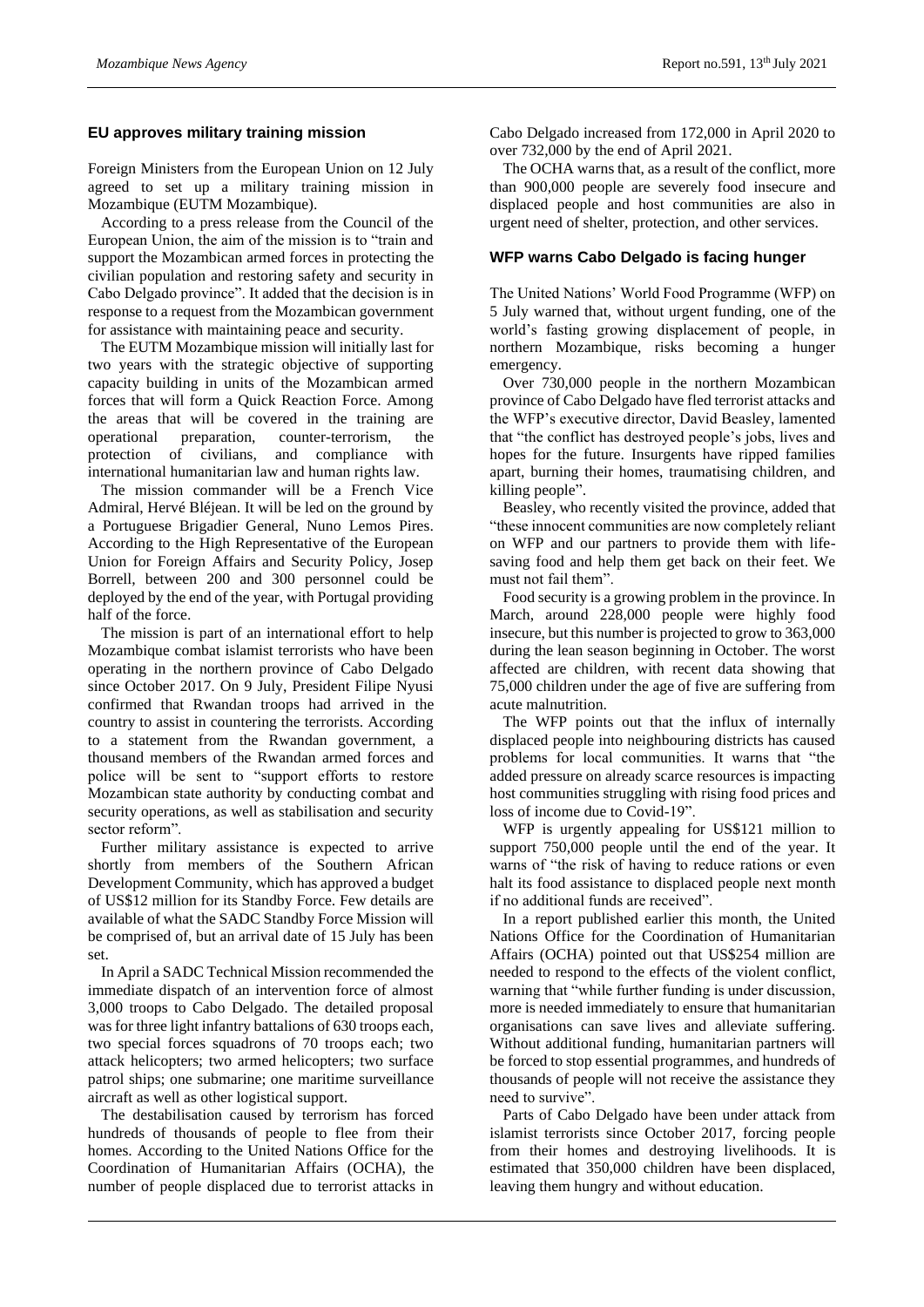## EU approves military training mission

Foreign Ministers from the European Union on 12 July agreed to set up a military training mission in Mozambique (EUTM Mozambique).

According to a press release from the Council of the European Union, the aim of the mission is to "train and support the Mozambican armed forces in protecting the civilian population and restoring safety and security in Cabo Delgado province". It added that the decision is in response to a request from the Mozambican government for assistance with maintaining peace and security.

The EUTM Mozambique mission will initially last for two years with the strategic objective of supporting capacity building in units of the Mozambican armed forces that will form a Quick Reaction Force. Among the areas that will be covered in the training are operational preparation, counter-terrorism, the protection of civilians, and compliance with international humanitarian law and human rights law.

The mission commander will be a French Vice Admiral, Hervé Bléjean. It will be led on the ground by a Portuguese Brigadier General, Nuno Lemos Pires. According to the High Representative of the European Union for Foreign Affairs and Security Policy, Josep Borrell, between 200 and 300 personnel could be deployed by the end of the year, with Portugal providing half of the force.

The mission is part of an international effort to help Mozambique combat islamist terrorists who have been operating in the northern province of Cabo Delgado since October 2017. On 9 July, President Filipe Nyusi confirmed that Rwandan troops had arrived in the country to assist in countering the terrorists. According to a statement from the Rwandan government, a thousand members of the Rwandan armed forces and police will be sent to "support efforts to restore Mozambican state authority by conducting combat and security operations, as well as stabilisation and security sector reform".

Further military assistance is expected to arrive shortly from members of the Southern African Development Community, which has approved a budget of US$12 million for its Standby Force. Few details are available of what the SADC Standby Force Mission will be comprised of, but an arrival date of 15 July has been set.

In April a SADC Technical Mission recommended the immediate dispatch of an intervention force of almost 3,000 troops to Cabo Delgado. The detailed proposal was for three light infantry battalions of 630 troops each, two special forces squadrons of 70 troops each; two attack helicopters; two armed helicopters; two surface patrol ships; one submarine; one maritime surveillance aircraft as well as other logistical support.

The destabilisation caused by terrorism has forced hundreds of thousands of people to flee from their homes. According to the United Nations Office for the Coordination of Humanitarian Affairs (OCHA), the number of people displaced due to terrorist attacks in Cabo Delgado increased from 172,000 in April 2020 to over 732,000 by the end of April 2021.

The OCHA warns that, as a result of the conflict, more than 900,000 people are severely food insecure and displaced people and host communities are also in urgent need of shelter, protection, and other services.

## WFP warns Cabo Delgado is facing hunger

The United Nations' World Food Programme (WFP) on 5 July warned that, without urgent funding, one of the world's fasting growing displacement of people, in northern Mozambique, risks becoming a hunger emergency.

Over 730,000 people in the northern Mozambican province of Cabo Delgado have fled terrorist attacks and the WFP's executive director, David Beasley, lamented that "the conflict has destroyed people's jobs, lives and hopes for the future. Insurgents have ripped families apart, burning their homes, traumatising children, and killing people".

Beasley, who recently visited the province, added that "these innocent communities are now completely reliant on WFP and our partners to provide them with life-saving food and help them get back on their feet. We must not fail them".

Food security is a growing problem in the province. In March, around 228,000 people were highly food insecure, but this number is projected to grow to 363,000 during the lean season beginning in October. The worst affected are children, with recent data showing that 75,000 children under the age of five are suffering from acute malnutrition.

The WFP points out that the influx of internally displaced people into neighbouring districts has caused problems for local communities. It warns that "the added pressure on already scarce resources is impacting host communities struggling with rising food prices and loss of income due to Covid-19".

WFP is urgently appealing for US$121 million to support 750,000 people until the end of the year. It warns of "the risk of having to reduce rations or even halt its food assistance to displaced people next month if no additional funds are received".

In a report published earlier this month, the United Nations Office for the Coordination of Humanitarian Affairs (OCHA) pointed out that US$254 million are needed to respond to the effects of the violent conflict, warning that "while further funding is under discussion, more is needed immediately to ensure that humanitarian organisations can save lives and alleviate suffering. Without additional funding, humanitarian partners will be forced to stop essential programmes, and hundreds of thousands of people will not receive the assistance they need to survive".

Parts of Cabo Delgado have been under attack from islamist terrorists since October 2017, forcing people from their homes and destroying livelihoods. It is estimated that 350,000 children have been displaced, leaving them hungry and without education.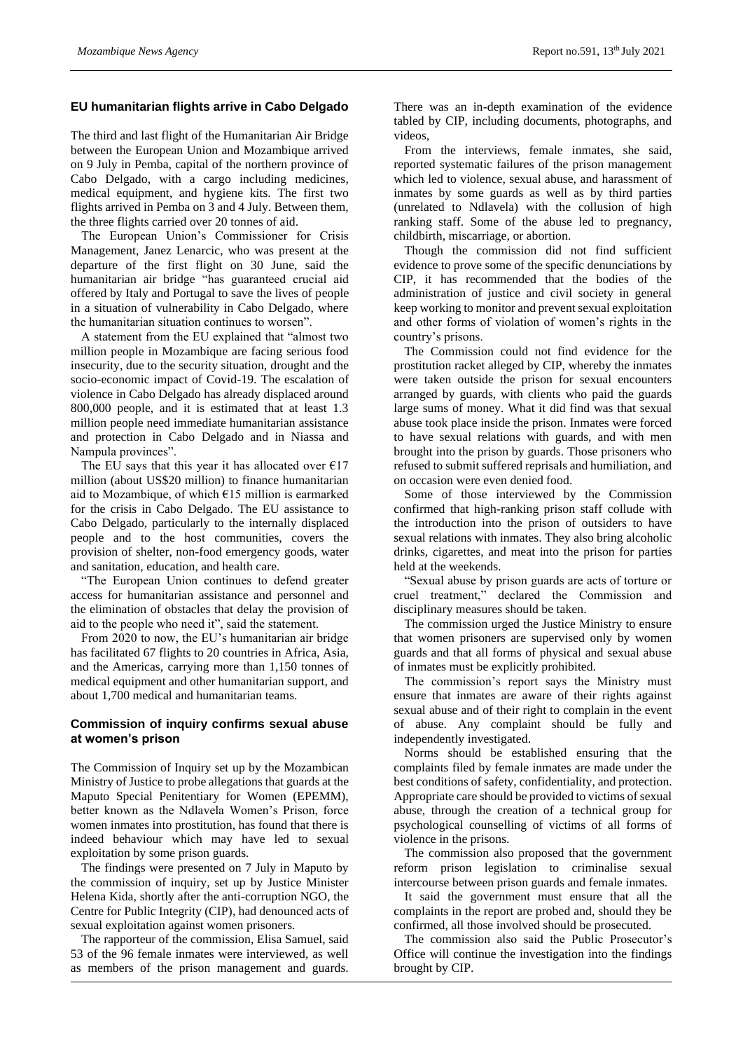## EU humanitarian flights arrive in Cabo Delgado

The third and last flight of the Humanitarian Air Bridge between the European Union and Mozambique arrived on 9 July in Pemba, capital of the northern province of Cabo Delgado, with a cargo including medicines, medical equipment, and hygiene kits. The first two flights arrived in Pemba on 3 and 4 July. Between them, the three flights carried over 20 tonnes of aid.

The European Union's Commissioner for Crisis Management, Janez Lenarcic, who was present at the departure of the first flight on 30 June, said the humanitarian air bridge "has guaranteed crucial aid offered by Italy and Portugal to save the lives of people in a situation of vulnerability in Cabo Delgado, where the humanitarian situation continues to worsen".

A statement from the EU explained that "almost two million people in Mozambique are facing serious food insecurity, due to the security situation, drought and the socio-economic impact of Covid-19. The escalation of violence in Cabo Delgado has already displaced around 800,000 people, and it is estimated that at least 1.3 million people need immediate humanitarian assistance and protection in Cabo Delgado and in Niassa and Nampula provinces".

The EU says that this year it has allocated over €17 million (about US$20 million) to finance humanitarian aid to Mozambique, of which €15 million is earmarked for the crisis in Cabo Delgado. The EU assistance to Cabo Delgado, particularly to the internally displaced people and to the host communities, covers the provision of shelter, non-food emergency goods, water and sanitation, education, and health care.

"The European Union continues to defend greater access for humanitarian assistance and personnel and the elimination of obstacles that delay the provision of aid to the people who need it", said the statement.

From 2020 to now, the EU's humanitarian air bridge has facilitated 67 flights to 20 countries in Africa, Asia, and the Americas, carrying more than 1,150 tonnes of medical equipment and other humanitarian support, and about 1,700 medical and humanitarian teams.

## Commission of inquiry confirms sexual abuse at women's prison

The Commission of Inquiry set up by the Mozambican Ministry of Justice to probe allegations that guards at the Maputo Special Penitentiary for Women (EPEMM), better known as the Ndlavela Women's Prison, force women inmates into prostitution, has found that there is indeed behaviour which may have led to sexual exploitation by some prison guards.

The findings were presented on 7 July in Maputo by the commission of inquiry, set up by Justice Minister Helena Kida, shortly after the anti-corruption NGO, the Centre for Public Integrity (CIP), had denounced acts of sexual exploitation against women prisoners.

The rapporteur of the commission, Elisa Samuel, said 53 of the 96 female inmates were interviewed, as well as members of the prison management and guards. There was an in-depth examination of the evidence tabled by CIP, including documents, photographs, and videos,

From the interviews, female inmates, she said, reported systematic failures of the prison management which led to violence, sexual abuse, and harassment of inmates by some guards as well as by third parties (unrelated to Ndlavela) with the collusion of high ranking staff. Some of the abuse led to pregnancy, childbirth, miscarriage, or abortion.

Though the commission did not find sufficient evidence to prove some of the specific denunciations by CIP, it has recommended that the bodies of the administration of justice and civil society in general keep working to monitor and prevent sexual exploitation and other forms of violation of women's rights in the country's prisons.

The Commission could not find evidence for the prostitution racket alleged by CIP, whereby the inmates were taken outside the prison for sexual encounters arranged by guards, with clients who paid the guards large sums of money. What it did find was that sexual abuse took place inside the prison. Inmates were forced to have sexual relations with guards, and with men brought into the prison by guards. Those prisoners who refused to submit suffered reprisals and humiliation, and on occasion were even denied food.

Some of those interviewed by the Commission confirmed that high-ranking prison staff collude with the introduction into the prison of outsiders to have sexual relations with inmates. They also bring alcoholic drinks, cigarettes, and meat into the prison for parties held at the weekends.

"Sexual abuse by prison guards are acts of torture or cruel treatment," declared the Commission and disciplinary measures should be taken.

The commission urged the Justice Ministry to ensure that women prisoners are supervised only by women guards and that all forms of physical and sexual abuse of inmates must be explicitly prohibited.

The commission's report says the Ministry must ensure that inmates are aware of their rights against sexual abuse and of their right to complain in the event of abuse. Any complaint should be fully and independently investigated.

Norms should be established ensuring that the complaints filed by female inmates are made under the best conditions of safety, confidentiality, and protection. Appropriate care should be provided to victims of sexual abuse, through the creation of a technical group for psychological counselling of victims of all forms of violence in the prisons.

The commission also proposed that the government reform prison legislation to criminalise sexual intercourse between prison guards and female inmates.

It said the government must ensure that all the complaints in the report are probed and, should they be confirmed, all those involved should be prosecuted.

The commission also said the Public Prosecutor's Office will continue the investigation into the findings brought by CIP.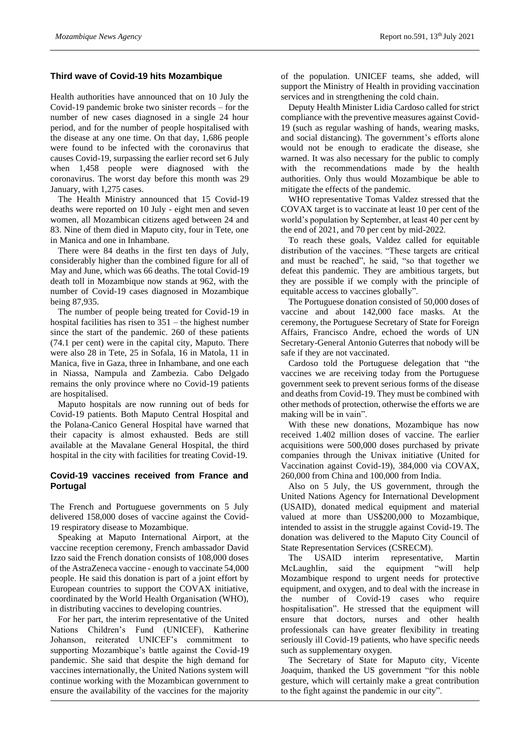## Third wave of Covid-19 hits Mozambique

Health authorities have announced that on 10 July the Covid-19 pandemic broke two sinister records – for the number of new cases diagnosed in a single 24 hour period, and for the number of people hospitalised with the disease at any one time. On that day, 1,686 people were found to be infected with the coronavirus that causes Covid-19, surpassing the earlier record set 6 July when 1,458 people were diagnosed with the coronavirus. The worst day before this month was 29 January, with 1,275 cases.

The Health Ministry announced that 15 Covid-19 deaths were reported on 10 July - eight men and seven women, all Mozambican citizens aged between 24 and 83. Nine of them died in Maputo city, four in Tete, one in Manica and one in Inhambane.

There were 84 deaths in the first ten days of July, considerably higher than the combined figure for all of May and June, which was 66 deaths. The total Covid-19 death toll in Mozambique now stands at 962, with the number of Covid-19 cases diagnosed in Mozambique being 87,935.

The number of people being treated for Covid-19 in hospital facilities has risen to 351 – the highest number since the start of the pandemic. 260 of these patients (74.1 per cent) were in the capital city, Maputo. There were also 28 in Tete, 25 in Sofala, 16 in Matola, 11 in Manica, five in Gaza, three in Inhambane, and one each in Niassa, Nampula and Zambezia. Cabo Delgado remains the only province where no Covid-19 patients are hospitalised.

Maputo hospitals are now running out of beds for Covid-19 patients. Both Maputo Central Hospital and the Polana-Canico General Hospital have warned that their capacity is almost exhausted. Beds are still available at the Mavalane General Hospital, the third hospital in the city with facilities for treating Covid-19.

## Covid-19 vaccines received from France and Portugal

The French and Portuguese governments on 5 July delivered 158,000 doses of vaccine against the Covid-19 respiratory disease to Mozambique.

Speaking at Maputo International Airport, at the vaccine reception ceremony, French ambassador David Izzo said the French donation consists of 108,000 doses of the AstraZeneca vaccine - enough to vaccinate 54,000 people. He said this donation is part of a joint effort by European countries to support the COVAX initiative, coordinated by the World Health Organisation (WHO), in distributing vaccines to developing countries.

For her part, the interim representative of the United Nations Children's Fund (UNICEF), Katherine Johanson, reiterated UNICEF's commitment to supporting Mozambique's battle against the Covid-19 pandemic. She said that despite the high demand for vaccines internationally, the United Nations system will continue working with the Mozambican government to ensure the availability of the vaccines for the majority of the population. UNICEF teams, she added, will support the Ministry of Health in providing vaccination services and in strengthening the cold chain.

Deputy Health Minister Lidia Cardoso called for strict compliance with the preventive measures against Covid-19 (such as regular washing of hands, wearing masks, and social distancing). The government's efforts alone would not be enough to eradicate the disease, she warned. It was also necessary for the public to comply with the recommendations made by the health authorities. Only thus would Mozambique be able to mitigate the effects of the pandemic.

WHO representative Tomas Valdez stressed that the COVAX target is to vaccinate at least 10 per cent of the world's population by September, at least 40 per cent by the end of 2021, and 70 per cent by mid-2022.

To reach these goals, Valdez called for equitable distribution of the vaccines. "These targets are critical and must be reached", he said, "so that together we defeat this pandemic. They are ambitious targets, but they are possible if we comply with the principle of equitable access to vaccines globally".

The Portuguese donation consisted of 50,000 doses of vaccine and about 142,000 face masks. At the ceremony, the Portuguese Secretary of State for Foreign Affairs, Francisco Andre, echoed the words of UN Secretary-General Antonio Guterres that nobody will be safe if they are not vaccinated.

Cardoso told the Portuguese delegation that "the vaccines we are receiving today from the Portuguese government seek to prevent serious forms of the disease and deaths from Covid-19. They must be combined with other methods of protection, otherwise the efforts we are making will be in vain".

With these new donations, Mozambique has now received 1.402 million doses of vaccine. The earlier acquisitions were 500,000 doses purchased by private companies through the Univax initiative (United for Vaccination against Covid-19), 384,000 via COVAX, 260,000 from China and 100,000 from India.

Also on 5 July, the US government, through the United Nations Agency for International Development (USAID), donated medical equipment and material valued at more than US$200,000 to Mozambique, intended to assist in the struggle against Covid-19. The donation was delivered to the Maputo City Council of State Representation Services (CSRECM).

The USAID interim representative, Martin McLaughlin, said the equipment "will help Mozambique respond to urgent needs for protective equipment, and oxygen, and to deal with the increase in the number of Covid-19 cases who require hospitalisation". He stressed that the equipment will ensure that doctors, nurses and other health professionals can have greater flexibility in treating seriously ill Covid-19 patients, who have specific needs such as supplementary oxygen.

The Secretary of State for Maputo city, Vicente Joaquim, thanked the US government "for this noble gesture, which will certainly make a great contribution to the fight against the pandemic in our city".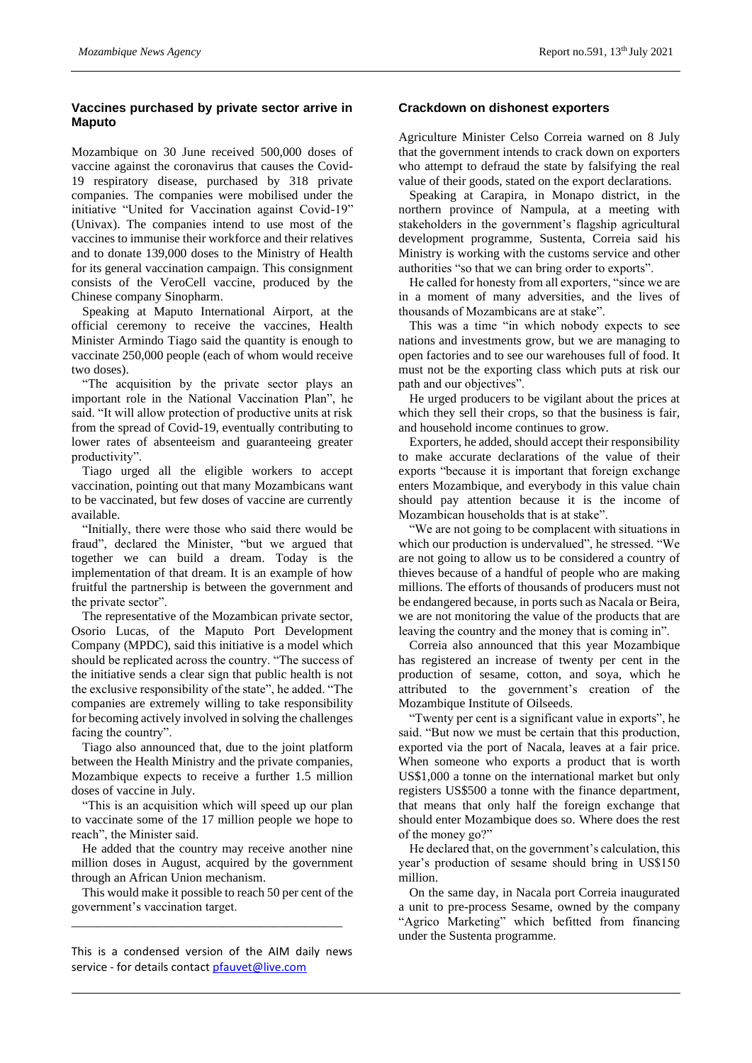## Vaccines purchased by private sector arrive in Maputo

Mozambique on 30 June received 500,000 doses of vaccine against the coronavirus that causes the Covid-19 respiratory disease, purchased by 318 private companies. The companies were mobilised under the initiative "United for Vaccination against Covid-19" (Univax). The companies intend to use most of the vaccines to immunise their workforce and their relatives and to donate 139,000 doses to the Ministry of Health for its general vaccination campaign. This consignment consists of the VeroCell vaccine, produced by the Chinese company Sinopharm.

Speaking at Maputo International Airport, at the official ceremony to receive the vaccines, Health Minister Armindo Tiago said the quantity is enough to vaccinate 250,000 people (each of whom would receive two doses).

"The acquisition by the private sector plays an important role in the National Vaccination Plan", he said. "It will allow protection of productive units at risk from the spread of Covid-19, eventually contributing to lower rates of absenteeism and guaranteeing greater productivity".

Tiago urged all the eligible workers to accept vaccination, pointing out that many Mozambicans want to be vaccinated, but few doses of vaccine are currently available.

"Initially, there were those who said there would be fraud", declared the Minister, "but we argued that together we can build a dream. Today is the implementation of that dream. It is an example of how fruitful the partnership is between the government and the private sector".

The representative of the Mozambican private sector, Osorio Lucas, of the Maputo Port Development Company (MPDC), said this initiative is a model which should be replicated across the country. "The success of the initiative sends a clear sign that public health is not the exclusive responsibility of the state", he added. "The companies are extremely willing to take responsibility for becoming actively involved in solving the challenges facing the country".

Tiago also announced that, due to the joint platform between the Health Ministry and the private companies, Mozambique expects to receive a further 1.5 million doses of vaccine in July.

"This is an acquisition which will speed up our plan to vaccinate some of the 17 million people we hope to reach", the Minister said.

He added that the country may receive another nine million doses in August, acquired by the government through an African Union mechanism.

This would make it possible to reach 50 per cent of the government's vaccination target.

---

This is a condensed version of the AIM daily news service - for details contact pfauvet@live.com

## Crackdown on dishonest exporters

Agriculture Minister Celso Correia warned on 8 July that the government intends to crack down on exporters who attempt to defraud the state by falsifying the real value of their goods, stated on the export declarations.

Speaking at Carapira, in Monapo district, in the northern province of Nampula, at a meeting with stakeholders in the government's flagship agricultural development programme, Sustenta, Correia said his Ministry is working with the customs service and other authorities "so that we can bring order to exports".

He called for honesty from all exporters, "since we are in a moment of many adversities, and the lives of thousands of Mozambicans are at stake".

This was a time "in which nobody expects to see nations and investments grow, but we are managing to open factories and to see our warehouses full of food. It must not be the exporting class which puts at risk our path and our objectives".

He urged producers to be vigilant about the prices at which they sell their crops, so that the business is fair, and household income continues to grow.

Exporters, he added, should accept their responsibility to make accurate declarations of the value of their exports "because it is important that foreign exchange enters Mozambique, and everybody in this value chain should pay attention because it is the income of Mozambican households that is at stake".

"We are not going to be complacent with situations in which our production is undervalued", he stressed. "We are not going to allow us to be considered a country of thieves because of a handful of people who are making millions. The efforts of thousands of producers must not be endangered because, in ports such as Nacala or Beira, we are not monitoring the value of the products that are leaving the country and the money that is coming in".

Correia also announced that this year Mozambique has registered an increase of twenty per cent in the production of sesame, cotton, and soya, which he attributed to the government's creation of the Mozambique Institute of Oilseeds.

"Twenty per cent is a significant value in exports", he said. "But now we must be certain that this production, exported via the port of Nacala, leaves at a fair price. When someone who exports a product that is worth US$1,000 a tonne on the international market but only registers US$500 a tonne with the finance department, that means that only half the foreign exchange that should enter Mozambique does so. Where does the rest of the money go?"

He declared that, on the government's calculation, this year's production of sesame should bring in US$150 million.

On the same day, in Nacala port Correia inaugurated a unit to pre-process Sesame, owned by the company "Agrico Marketing" which befitted from financing under the Sustenta programme.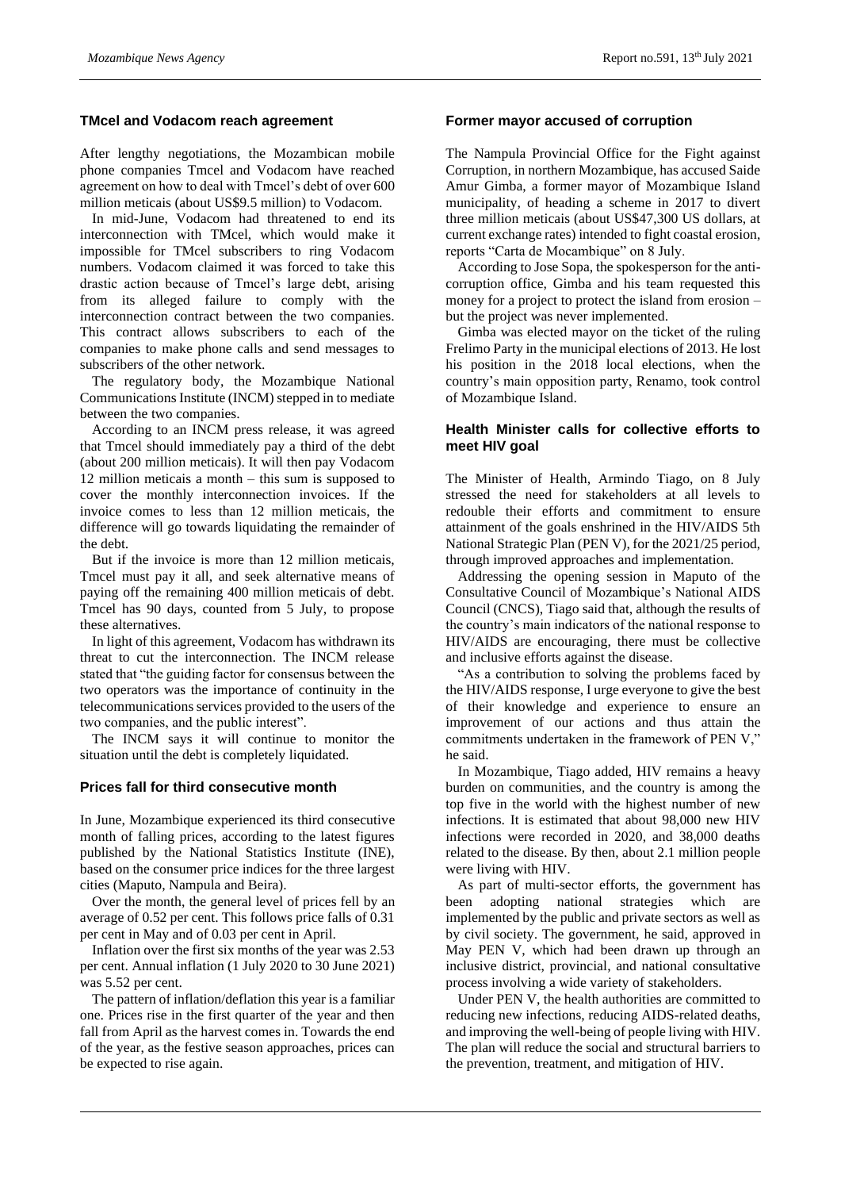## TMcel and Vodacom reach agreement

After lengthy negotiations, the Mozambican mobile phone companies Tmcel and Vodacom have reached agreement on how to deal with Tmcel's debt of over 600 million meticais (about US$9.5 million) to Vodacom.

In mid-June, Vodacom had threatened to end its interconnection with TMcel, which would make it impossible for TMcel subscribers to ring Vodacom numbers. Vodacom claimed it was forced to take this drastic action because of Tmcel's large debt, arising from its alleged failure to comply with the interconnection contract between the two companies. This contract allows subscribers to each of the companies to make phone calls and send messages to subscribers of the other network.

The regulatory body, the Mozambique National Communications Institute (INCM) stepped in to mediate between the two companies.

According to an INCM press release, it was agreed that Tmcel should immediately pay a third of the debt (about 200 million meticais). It will then pay Vodacom 12 million meticais a month – this sum is supposed to cover the monthly interconnection invoices. If the invoice comes to less than 12 million meticais, the difference will go towards liquidating the remainder of the debt.

But if the invoice is more than 12 million meticais, Tmcel must pay it all, and seek alternative means of paying off the remaining 400 million meticais of debt. Tmcel has 90 days, counted from 5 July, to propose these alternatives.

In light of this agreement, Vodacom has withdrawn its threat to cut the interconnection. The INCM release stated that "the guiding factor for consensus between the two operators was the importance of continuity in the telecommunications services provided to the users of the two companies, and the public interest".

The INCM says it will continue to monitor the situation until the debt is completely liquidated.

## Prices fall for third consecutive month

In June, Mozambique experienced its third consecutive month of falling prices, according to the latest figures published by the National Statistics Institute (INE), based on the consumer price indices for the three largest cities (Maputo, Nampula and Beira).

Over the month, the general level of prices fell by an average of 0.52 per cent. This follows price falls of 0.31 per cent in May and of 0.03 per cent in April.

Inflation over the first six months of the year was 2.53 per cent. Annual inflation (1 July 2020 to 30 June 2021) was 5.52 per cent.

The pattern of inflation/deflation this year is a familiar one. Prices rise in the first quarter of the year and then fall from April as the harvest comes in. Towards the end of the year, as the festive season approaches, prices can be expected to rise again.

## Former mayor accused of corruption

The Nampula Provincial Office for the Fight against Corruption, in northern Mozambique, has accused Saide Amur Gimba, a former mayor of Mozambique Island municipality, of heading a scheme in 2017 to divert three million meticais (about US$47,300 US dollars, at current exchange rates) intended to fight coastal erosion, reports "Carta de Mocambique" on 8 July.

According to Jose Sopa, the spokesperson for the anti-corruption office, Gimba and his team requested this money for a project to protect the island from erosion – but the project was never implemented.

Gimba was elected mayor on the ticket of the ruling Frelimo Party in the municipal elections of 2013. He lost his position in the 2018 local elections, when the country's main opposition party, Renamo, took control of Mozambique Island.

## Health Minister calls for collective efforts to meet HIV goal

The Minister of Health, Armindo Tiago, on 8 July stressed the need for stakeholders at all levels to redouble their efforts and commitment to ensure attainment of the goals enshrined in the HIV/AIDS 5th National Strategic Plan (PEN V), for the 2021/25 period, through improved approaches and implementation.

Addressing the opening session in Maputo of the Consultative Council of Mozambique's National AIDS Council (CNCS), Tiago said that, although the results of the country's main indicators of the national response to HIV/AIDS are encouraging, there must be collective and inclusive efforts against the disease.

"As a contribution to solving the problems faced by the HIV/AIDS response, I urge everyone to give the best of their knowledge and experience to ensure an improvement of our actions and thus attain the commitments undertaken in the framework of PEN V," he said.

In Mozambique, Tiago added, HIV remains a heavy burden on communities, and the country is among the top five in the world with the highest number of new infections. It is estimated that about 98,000 new HIV infections were recorded in 2020, and 38,000 deaths related to the disease. By then, about 2.1 million people were living with HIV.

As part of multi-sector efforts, the government has been adopting national strategies which are implemented by the public and private sectors as well as by civil society. The government, he said, approved in May PEN V, which had been drawn up through an inclusive district, provincial, and national consultative process involving a wide variety of stakeholders.

Under PEN V, the health authorities are committed to reducing new infections, reducing AIDS-related deaths, and improving the well-being of people living with HIV. The plan will reduce the social and structural barriers to the prevention, treatment, and mitigation of HIV.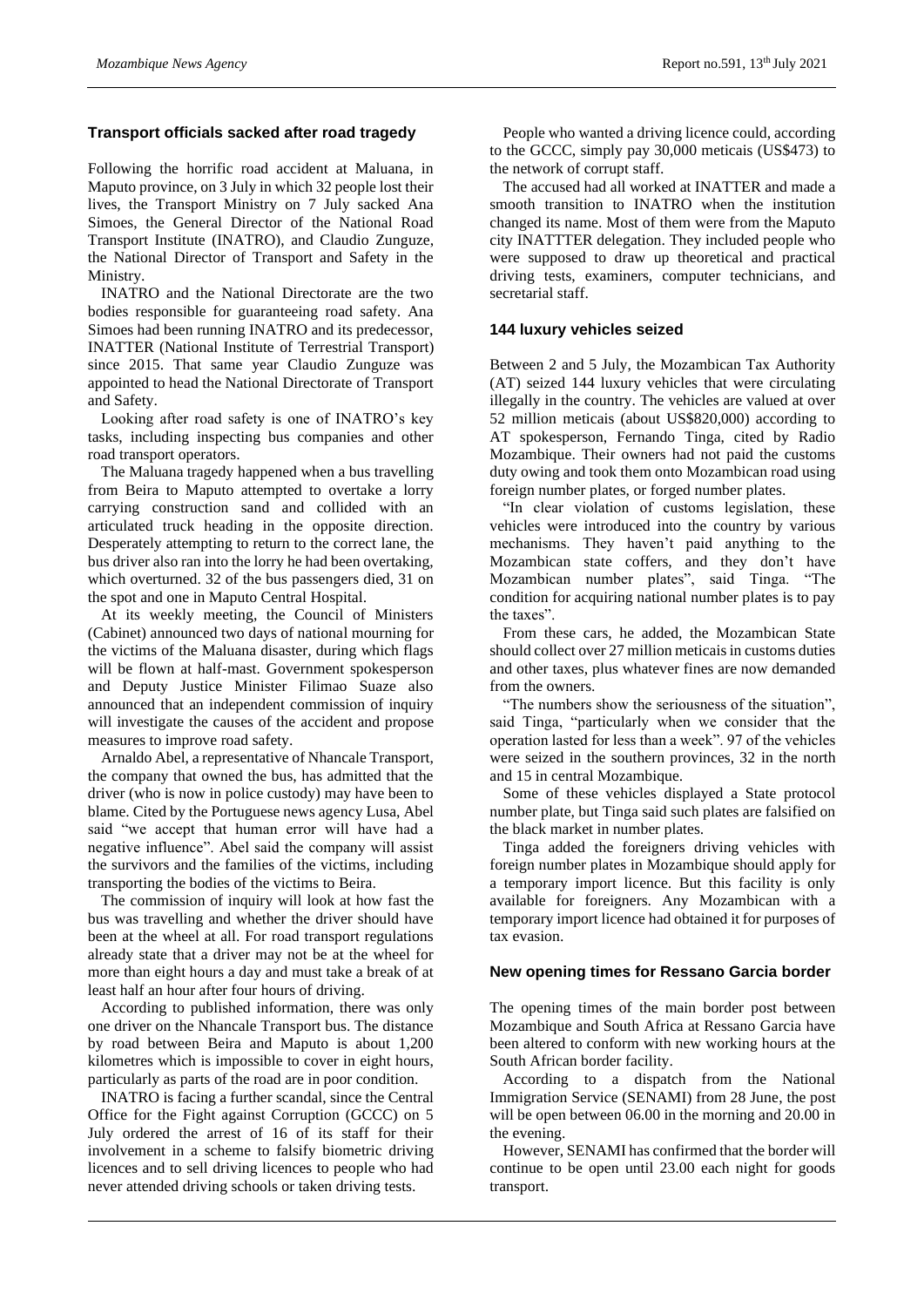## Transport officials sacked after road tragedy

Following the horrific road accident at Maluana, in Maputo province, on 3 July in which 32 people lost their lives, the Transport Ministry on 7 July sacked Ana Simoes, the General Director of the National Road Transport Institute (INATRO), and Claudio Zunguze, the National Director of Transport and Safety in the Ministry.

INATRO and the National Directorate are the two bodies responsible for guaranteeing road safety. Ana Simoes had been running INATRO and its predecessor, INATTER (National Institute of Terrestrial Transport) since 2015. That same year Claudio Zunguze was appointed to head the National Directorate of Transport and Safety.

Looking after road safety is one of INATRO's key tasks, including inspecting bus companies and other road transport operators.

The Maluana tragedy happened when a bus travelling from Beira to Maputo attempted to overtake a lorry carrying construction sand and collided with an articulated truck heading in the opposite direction. Desperately attempting to return to the correct lane, the bus driver also ran into the lorry he had been overtaking, which overturned. 32 of the bus passengers died, 31 on the spot and one in Maputo Central Hospital.

At its weekly meeting, the Council of Ministers (Cabinet) announced two days of national mourning for the victims of the Maluana disaster, during which flags will be flown at half-mast. Government spokesperson and Deputy Justice Minister Filimao Suaze also announced that an independent commission of inquiry will investigate the causes of the accident and propose measures to improve road safety.

Arnaldo Abel, a representative of Nhancale Transport, the company that owned the bus, has admitted that the driver (who is now in police custody) may have been to blame. Cited by the Portuguese news agency Lusa, Abel said "we accept that human error will have had a negative influence". Abel said the company will assist the survivors and the families of the victims, including transporting the bodies of the victims to Beira.

The commission of inquiry will look at how fast the bus was travelling and whether the driver should have been at the wheel at all. For road transport regulations already state that a driver may not be at the wheel for more than eight hours a day and must take a break of at least half an hour after four hours of driving.

According to published information, there was only one driver on the Nhancale Transport bus. The distance by road between Beira and Maputo is about 1,200 kilometres which is impossible to cover in eight hours, particularly as parts of the road are in poor condition.

INATRO is facing a further scandal, since the Central Office for the Fight against Corruption (GCCC) on 5 July ordered the arrest of 16 of its staff for their involvement in a scheme to falsify biometric driving licences and to sell driving licences to people who had never attended driving schools or taken driving tests.

People who wanted a driving licence could, according to the GCCC, simply pay 30,000 meticais (US$473) to the network of corrupt staff.

The accused had all worked at INATTER and made a smooth transition to INATRO when the institution changed its name. Most of them were from the Maputo city INATTTER delegation. They included people who were supposed to draw up theoretical and practical driving tests, examiners, computer technicians, and secretarial staff.

## 144 luxury vehicles seized

Between 2 and 5 July, the Mozambican Tax Authority (AT) seized 144 luxury vehicles that were circulating illegally in the country. The vehicles are valued at over 52 million meticais (about US$820,000) according to AT spokesperson, Fernando Tinga, cited by Radio Mozambique. Their owners had not paid the customs duty owing and took them onto Mozambican road using foreign number plates, or forged number plates.

"In clear violation of customs legislation, these vehicles were introduced into the country by various mechanisms. They haven't paid anything to the Mozambican state coffers, and they don't have Mozambican number plates", said Tinga. "The condition for acquiring national number plates is to pay the taxes".

From these cars, he added, the Mozambican State should collect over 27 million meticais in customs duties and other taxes, plus whatever fines are now demanded from the owners.

"The numbers show the seriousness of the situation", said Tinga, "particularly when we consider that the operation lasted for less than a week". 97 of the vehicles were seized in the southern provinces, 32 in the north and 15 in central Mozambique.

Some of these vehicles displayed a State protocol number plate, but Tinga said such plates are falsified on the black market in number plates.

Tinga added the foreigners driving vehicles with foreign number plates in Mozambique should apply for a temporary import licence. But this facility is only available for foreigners. Any Mozambican with a temporary import licence had obtained it for purposes of tax evasion.

## New opening times for Ressano Garcia border

The opening times of the main border post between Mozambique and South Africa at Ressano Garcia have been altered to conform with new working hours at the South African border facility.

According to a dispatch from the National Immigration Service (SENAMI) from 28 June, the post will be open between 06.00 in the morning and 20.00 in the evening.

However, SENAMI has confirmed that the border will continue to be open until 23.00 each night for goods transport.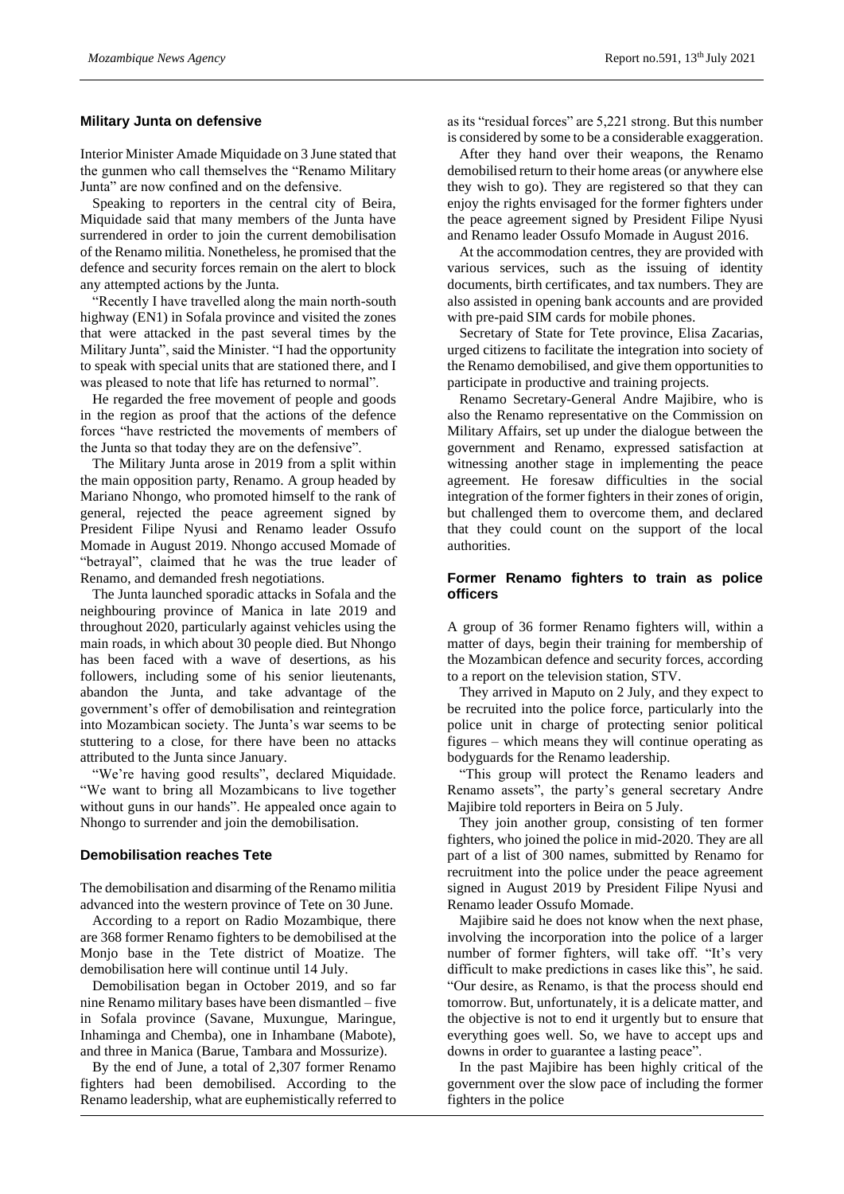## Military Junta on defensive

Interior Minister Amade Miquidade on 3 June stated that the gunmen who call themselves the "Renamo Military Junta" are now confined and on the defensive.

Speaking to reporters in the central city of Beira, Miquidade said that many members of the Junta have surrendered in order to join the current demobilisation of the Renamo militia. Nonetheless, he promised that the defence and security forces remain on the alert to block any attempted actions by the Junta.

"Recently I have travelled along the main north-south highway (EN1) in Sofala province and visited the zones that were attacked in the past several times by the Military Junta", said the Minister. "I had the opportunity to speak with special units that are stationed there, and I was pleased to note that life has returned to normal".

He regarded the free movement of people and goods in the region as proof that the actions of the defence forces "have restricted the movements of members of the Junta so that today they are on the defensive".

The Military Junta arose in 2019 from a split within the main opposition party, Renamo. A group headed by Mariano Nhongo, who promoted himself to the rank of general, rejected the peace agreement signed by President Filipe Nyusi and Renamo leader Ossufo Momade in August 2019. Nhongo accused Momade of "betrayal", claimed that he was the true leader of Renamo, and demanded fresh negotiations.

The Junta launched sporadic attacks in Sofala and the neighbouring province of Manica in late 2019 and throughout 2020, particularly against vehicles using the main roads, in which about 30 people died. But Nhongo has been faced with a wave of desertions, as his followers, including some of his senior lieutenants, abandon the Junta, and take advantage of the government's offer of demobilisation and reintegration into Mozambican society. The Junta's war seems to be stuttering to a close, for there have been no attacks attributed to the Junta since January.

"We're having good results", declared Miquidade. "We want to bring all Mozambicans to live together without guns in our hands". He appealed once again to Nhongo to surrender and join the demobilisation.

## Demobilisation reaches Tete

The demobilisation and disarming of the Renamo militia advanced into the western province of Tete on 30 June.

According to a report on Radio Mozambique, there are 368 former Renamo fighters to be demobilised at the Monjo base in the Tete district of Moatize. The demobilisation here will continue until 14 July.

Demobilisation began in October 2019, and so far nine Renamo military bases have been dismantled – five in Sofala province (Savane, Muxungue, Maringue, Inhaminga and Chemba), one in Inhambane (Mabote), and three in Manica (Barue, Tambara and Mossurize).

By the end of June, a total of 2,307 former Renamo fighters had been demobilised. According to the Renamo leadership, what are euphemistically referred to as its "residual forces" are 5,221 strong. But this number is considered by some to be a considerable exaggeration.

After they hand over their weapons, the Renamo demobilised return to their home areas (or anywhere else they wish to go). They are registered so that they can enjoy the rights envisaged for the former fighters under the peace agreement signed by President Filipe Nyusi and Renamo leader Ossufo Momade in August 2016.

At the accommodation centres, they are provided with various services, such as the issuing of identity documents, birth certificates, and tax numbers. They are also assisted in opening bank accounts and are provided with pre-paid SIM cards for mobile phones.

Secretary of State for Tete province, Elisa Zacarias, urged citizens to facilitate the integration into society of the Renamo demobilised, and give them opportunities to participate in productive and training projects.

Renamo Secretary-General Andre Majibire, who is also the Renamo representative on the Commission on Military Affairs, set up under the dialogue between the government and Renamo, expressed satisfaction at witnessing another stage in implementing the peace agreement. He foresaw difficulties in the social integration of the former fighters in their zones of origin, but challenged them to overcome them, and declared that they could count on the support of the local authorities.

## Former Renamo fighters to train as police officers

A group of 36 former Renamo fighters will, within a matter of days, begin their training for membership of the Mozambican defence and security forces, according to a report on the television station, STV.

They arrived in Maputo on 2 July, and they expect to be recruited into the police force, particularly into the police unit in charge of protecting senior political figures – which means they will continue operating as bodyguards for the Renamo leadership.

"This group will protect the Renamo leaders and Renamo assets", the party's general secretary Andre Majibire told reporters in Beira on 5 July.

They join another group, consisting of ten former fighters, who joined the police in mid-2020. They are all part of a list of 300 names, submitted by Renamo for recruitment into the police under the peace agreement signed in August 2019 by President Filipe Nyusi and Renamo leader Ossufo Momade.

Majibire said he does not know when the next phase, involving the incorporation into the police of a larger number of former fighters, will take off. "It's very difficult to make predictions in cases like this", he said. "Our desire, as Renamo, is that the process should end tomorrow. But, unfortunately, it is a delicate matter, and the objective is not to end it urgently but to ensure that everything goes well. So, we have to accept ups and downs in order to guarantee a lasting peace".

In the past Majibire has been highly critical of the government over the slow pace of including the former fighters in the police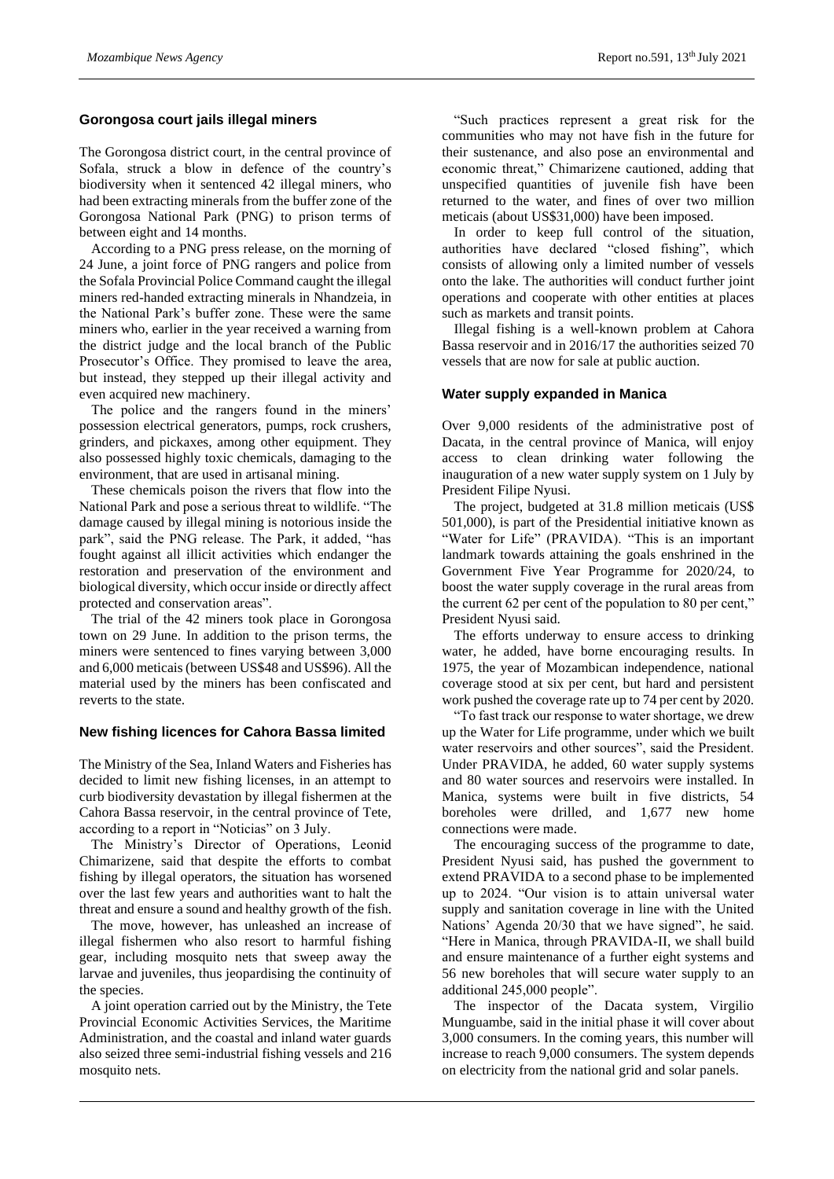## Gorongosa court jails illegal miners

The Gorongosa district court, in the central province of Sofala, struck a blow in defence of the country's biodiversity when it sentenced 42 illegal miners, who had been extracting minerals from the buffer zone of the Gorongosa National Park (PNG) to prison terms of between eight and 14 months.

According to a PNG press release, on the morning of 24 June, a joint force of PNG rangers and police from the Sofala Provincial Police Command caught the illegal miners red-handed extracting minerals in Nhandzeia, in the National Park's buffer zone. These were the same miners who, earlier in the year received a warning from the district judge and the local branch of the Public Prosecutor's Office. They promised to leave the area, but instead, they stepped up their illegal activity and even acquired new machinery.

The police and the rangers found in the miners' possession electrical generators, pumps, rock crushers, grinders, and pickaxes, among other equipment. They also possessed highly toxic chemicals, damaging to the environment, that are used in artisanal mining.

These chemicals poison the rivers that flow into the National Park and pose a serious threat to wildlife. "The damage caused by illegal mining is notorious inside the park", said the PNG release. The Park, it added, "has fought against all illicit activities which endanger the restoration and preservation of the environment and biological diversity, which occur inside or directly affect protected and conservation areas".

The trial of the 42 miners took place in Gorongosa town on 29 June. In addition to the prison terms, the miners were sentenced to fines varying between 3,000 and 6,000 meticais (between US$48 and US$96). All the material used by the miners has been confiscated and reverts to the state.

## New fishing licences for Cahora Bassa limited

The Ministry of the Sea, Inland Waters and Fisheries has decided to limit new fishing licenses, in an attempt to curb biodiversity devastation by illegal fishermen at the Cahora Bassa reservoir, in the central province of Tete, according to a report in "Noticias" on 3 July.

The Ministry's Director of Operations, Leonid Chimarizene, said that despite the efforts to combat fishing by illegal operators, the situation has worsened over the last few years and authorities want to halt the threat and ensure a sound and healthy growth of the fish.

The move, however, has unleashed an increase of illegal fishermen who also resort to harmful fishing gear, including mosquito nets that sweep away the larvae and juveniles, thus jeopardising the continuity of the species.

A joint operation carried out by the Ministry, the Tete Provincial Economic Activities Services, the Maritime Administration, and the coastal and inland water guards also seized three semi-industrial fishing vessels and 216 mosquito nets.

"Such practices represent a great risk for the communities who may not have fish in the future for their sustenance, and also pose an environmental and economic threat," Chimarizene cautioned, adding that unspecified quantities of juvenile fish have been returned to the water, and fines of over two million meticais (about US$31,000) have been imposed.

In order to keep full control of the situation, authorities have declared "closed fishing", which consists of allowing only a limited number of vessels onto the lake. The authorities will conduct further joint operations and cooperate with other entities at places such as markets and transit points.

Illegal fishing is a well-known problem at Cahora Bassa reservoir and in 2016/17 the authorities seized 70 vessels that are now for sale at public auction.

## Water supply expanded in Manica

Over 9,000 residents of the administrative post of Dacata, in the central province of Manica, will enjoy access to clean drinking water following the inauguration of a new water supply system on 1 July by President Filipe Nyusi.

The project, budgeted at 31.8 million meticais (US$ 501,000), is part of the Presidential initiative known as "Water for Life" (PRAVIDA). "This is an important landmark towards attaining the goals enshrined in the Government Five Year Programme for 2020/24, to boost the water supply coverage in the rural areas from the current 62 per cent of the population to 80 per cent," President Nyusi said.

The efforts underway to ensure access to drinking water, he added, have borne encouraging results. In 1975, the year of Mozambican independence, national coverage stood at six per cent, but hard and persistent work pushed the coverage rate up to 74 per cent by 2020.

"To fast track our response to water shortage, we drew up the Water for Life programme, under which we built water reservoirs and other sources", said the President. Under PRAVIDA, he added, 60 water supply systems and 80 water sources and reservoirs were installed. In Manica, systems were built in five districts, 54 boreholes were drilled, and 1,677 new home connections were made.

The encouraging success of the programme to date, President Nyusi said, has pushed the government to extend PRAVIDA to a second phase to be implemented up to 2024. "Our vision is to attain universal water supply and sanitation coverage in line with the United Nations' Agenda 20/30 that we have signed", he said. "Here in Manica, through PRAVIDA-II, we shall build and ensure maintenance of a further eight systems and 56 new boreholes that will secure water supply to an additional 245,000 people".

The inspector of the Dacata system, Virgilio Munguambe, said in the initial phase it will cover about 3,000 consumers. In the coming years, this number will increase to reach 9,000 consumers. The system depends on electricity from the national grid and solar panels.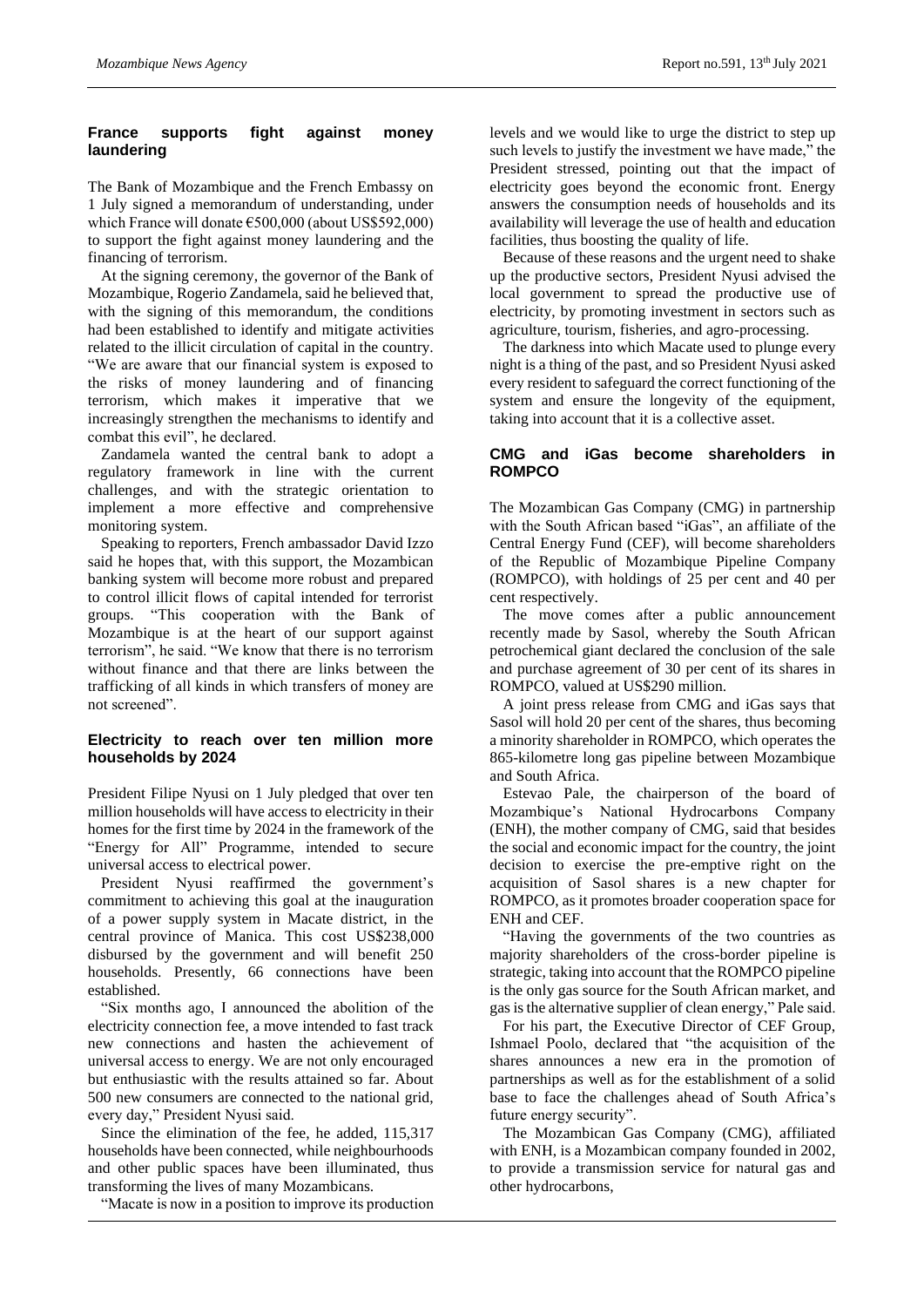## France supports fight against money laundering

The Bank of Mozambique and the French Embassy on 1 July signed a memorandum of understanding, under which France will donate €500,000 (about US$592,000) to support the fight against money laundering and the financing of terrorism.

At the signing ceremony, the governor of the Bank of Mozambique, Rogerio Zandamela, said he believed that, with the signing of this memorandum, the conditions had been established to identify and mitigate activities related to the illicit circulation of capital in the country. "We are aware that our financial system is exposed to the risks of money laundering and of financing terrorism, which makes it imperative that we increasingly strengthen the mechanisms to identify and combat this evil", he declared.

Zandamela wanted the central bank to adopt a regulatory framework in line with the current challenges, and with the strategic orientation to implement a more effective and comprehensive monitoring system.

Speaking to reporters, French ambassador David Izzo said he hopes that, with this support, the Mozambican banking system will become more robust and prepared to control illicit flows of capital intended for terrorist groups. "This cooperation with the Bank of Mozambique is at the heart of our support against terrorism", he said. "We know that there is no terrorism without finance and that there are links between the trafficking of all kinds in which transfers of money are not screened".

## Electricity to reach over ten million more households by 2024

President Filipe Nyusi on 1 July pledged that over ten million households will have access to electricity in their homes for the first time by 2024 in the framework of the "Energy for All" Programme, intended to secure universal access to electrical power.

President Nyusi reaffirmed the government's commitment to achieving this goal at the inauguration of a power supply system in Macate district, in the central province of Manica. This cost US$238,000 disbursed by the government and will benefit 250 households. Presently, 66 connections have been established.

"Six months ago, I announced the abolition of the electricity connection fee, a move intended to fast track new connections and hasten the achievement of universal access to energy. We are not only encouraged but enthusiastic with the results attained so far. About 500 new consumers are connected to the national grid, every day," President Nyusi said.

Since the elimination of the fee, he added, 115,317 households have been connected, while neighbourhoods and other public spaces have been illuminated, thus transforming the lives of many Mozambicans.

"Macate is now in a position to improve its production levels and we would like to urge the district to step up such levels to justify the investment we have made," the President stressed, pointing out that the impact of electricity goes beyond the economic front. Energy answers the consumption needs of households and its availability will leverage the use of health and education facilities, thus boosting the quality of life.

Because of these reasons and the urgent need to shake up the productive sectors, President Nyusi advised the local government to spread the productive use of electricity, by promoting investment in sectors such as agriculture, tourism, fisheries, and agro-processing.

The darkness into which Macate used to plunge every night is a thing of the past, and so President Nyusi asked every resident to safeguard the correct functioning of the system and ensure the longevity of the equipment, taking into account that it is a collective asset.

## CMG and iGas become shareholders in ROMPCO

The Mozambican Gas Company (CMG) in partnership with the South African based "iGas", an affiliate of the Central Energy Fund (CEF), will become shareholders of the Republic of Mozambique Pipeline Company (ROMPCO), with holdings of 25 per cent and 40 per cent respectively.

The move comes after a public announcement recently made by Sasol, whereby the South African petrochemical giant declared the conclusion of the sale and purchase agreement of 30 per cent of its shares in ROMPCO, valued at US$290 million.

A joint press release from CMG and iGas says that Sasol will hold 20 per cent of the shares, thus becoming a minority shareholder in ROMPCO, which operates the 865-kilometre long gas pipeline between Mozambique and South Africa.

Estevao Pale, the chairperson of the board of Mozambique's National Hydrocarbons Company (ENH), the mother company of CMG, said that besides the social and economic impact for the country, the joint decision to exercise the pre-emptive right on the acquisition of Sasol shares is a new chapter for ROMPCO, as it promotes broader cooperation space for ENH and CEF.

"Having the governments of the two countries as majority shareholders of the cross-border pipeline is strategic, taking into account that the ROMPCO pipeline is the only gas source for the South African market, and gas is the alternative supplier of clean energy," Pale said.

For his part, the Executive Director of CEF Group, Ishmael Poolo, declared that "the acquisition of the shares announces a new era in the promotion of partnerships as well as for the establishment of a solid base to face the challenges ahead of South Africa's future energy security".

The Mozambican Gas Company (CMG), affiliated with ENH, is a Mozambican company founded in 2002, to provide a transmission service for natural gas and other hydrocarbons,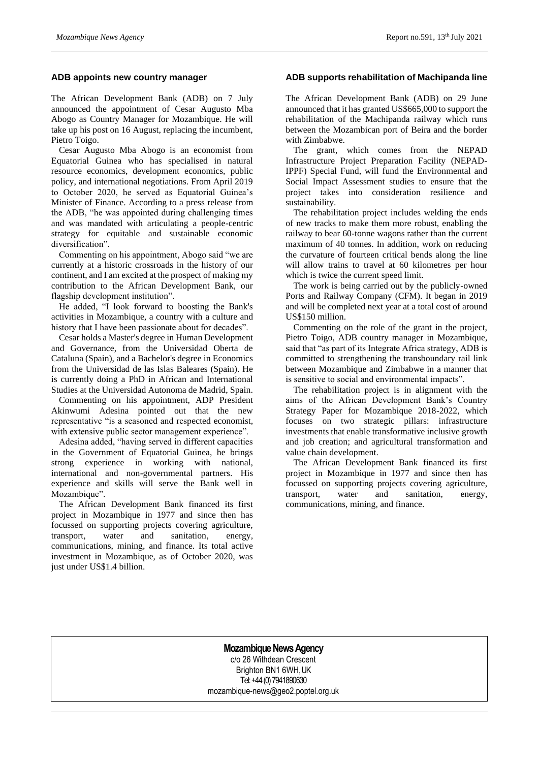## ADB appoints new country manager

The African Development Bank (ADB) on 7 July announced the appointment of Cesar Augusto Mba Abogo as Country Manager for Mozambique. He will take up his post on 16 August, replacing the incumbent, Pietro Toigo.

Cesar Augusto Mba Abogo is an economist from Equatorial Guinea who has specialised in natural resource economics, development economics, public policy, and international negotiations. From April 2019 to October 2020, he served as Equatorial Guinea's Minister of Finance. According to a press release from the ADB, "he was appointed during challenging times and was mandated with articulating a people-centric strategy for equitable and sustainable economic diversification".

Commenting on his appointment, Abogo said "we are currently at a historic crossroads in the history of our continent, and I am excited at the prospect of making my contribution to the African Development Bank, our flagship development institution".

He added, "I look forward to boosting the Bank's activities in Mozambique, a country with a culture and history that I have been passionate about for decades".

Cesar holds a Master's degree in Human Development and Governance, from the Universidad Oberta de Cataluna (Spain), and a Bachelor's degree in Economics from the Universidad de las Islas Baleares (Spain). He is currently doing a PhD in African and International Studies at the Universidad Autonoma de Madrid, Spain.

Commenting on his appointment, ADP President Akinwumi Adesina pointed out that the new representative "is a seasoned and respected economist, with extensive public sector management experience".

Adesina added, "having served in different capacities in the Government of Equatorial Guinea, he brings strong experience in working with national, international and non-governmental partners. His experience and skills will serve the Bank well in Mozambique".

The African Development Bank financed its first project in Mozambique in 1977 and since then has focussed on supporting projects covering agriculture, transport, water and sanitation, energy, communications, mining, and finance. Its total active investment in Mozambique, as of October 2020, was just under US$1.4 billion.

## ADB supports rehabilitation of Machipanda line

The African Development Bank (ADB) on 29 June announced that it has granted US$665,000 to support the rehabilitation of the Machipanda railway which runs between the Mozambican port of Beira and the border with Zimbabwe.

The grant, which comes from the NEPAD Infrastructure Project Preparation Facility (NEPAD-IPPF) Special Fund, will fund the Environmental and Social Impact Assessment studies to ensure that the project takes into consideration resilience and sustainability.

The rehabilitation project includes welding the ends of new tracks to make them more robust, enabling the railway to bear 60-tonne wagons rather than the current maximum of 40 tonnes. In addition, work on reducing the curvature of fourteen critical bends along the line will allow trains to travel at 60 kilometres per hour which is twice the current speed limit.

The work is being carried out by the publicly-owned Ports and Railway Company (CFM). It began in 2019 and will be completed next year at a total cost of around US$150 million.

Commenting on the role of the grant in the project, Pietro Toigo, ADB country manager in Mozambique, said that "as part of its Integrate Africa strategy, ADB is committed to strengthening the transboundary rail link between Mozambique and Zimbabwe in a manner that is sensitive to social and environmental impacts".

The rehabilitation project is in alignment with the aims of the African Development Bank's Country Strategy Paper for Mozambique 2018-2022, which focuses on two strategic pillars: infrastructure investments that enable transformative inclusive growth and job creation; and agricultural transformation and value chain development.

The African Development Bank financed its first project in Mozambique in 1977 and since then has focussed on supporting projects covering agriculture, transport, water and sanitation, energy, communications, mining, and finance.

**Mozambique News Agency**
c/o 26 Withdean Crescent
Brighton BN1 6WH, UK
Tel: +44 (0) 7941890630
mozambique-news@geo2.poptel.org.uk